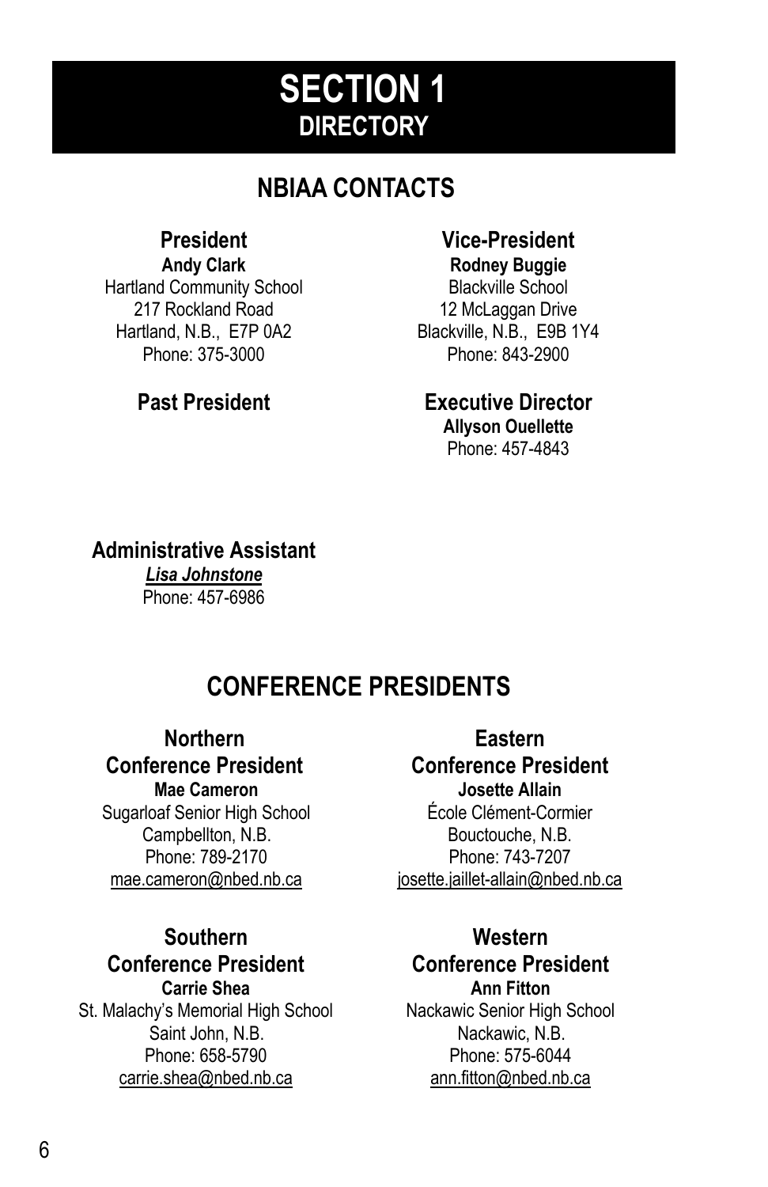# SECTION 1
## DIRECTORY

## NBIAA CONTACTS

### President
**Andy Clark**
Hartland Community School
217 Rockland Road
Hartland, N.B., E7P 0A2
Phone: 375-3000

### Vice-President
**Rodney Buggie**
Blackville School
12 McLaggan Drive
Blackville, N.B., E9B 1Y4
Phone: 843-2900

### Past President

### Executive Director
**Allyson Ouellette**
Phone: 457-4843

### Administrative Assistant
***Lisa Johnstone***
Phone: 457-6986

## CONFERENCE PRESIDENTS

### Northern Conference President
**Mae Cameron**
Sugarloaf Senior High School
Campbellton, N.B.
Phone: 789-2170
mae.cameron@nbed.nb.ca

### Eastern Conference President
**Josette Allain**
École Clément-Cormier
Bouctouche, N.B.
Phone: 743-7207
josette.jaillet-allain@nbed.nb.ca

### Southern Conference President
**Carrie Shea**
St. Malachy's Memorial High School
Saint John, N.B.
Phone: 658-5790
carrie.shea@nbed.nb.ca

### Western Conference President
**Ann Fitton**
Nackawic Senior High School
Nackawic, N.B.
Phone: 575-6044
ann.fitton@nbed.nb.ca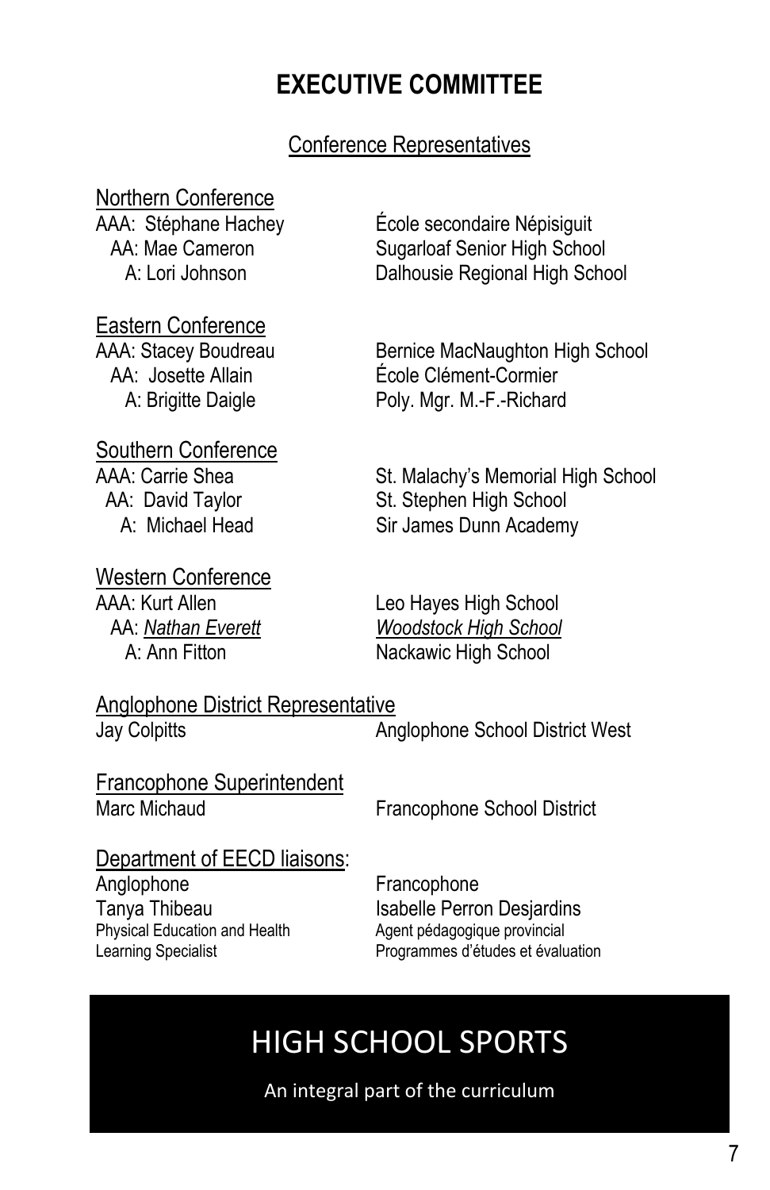# EXECUTIVE COMMITTEE

## Conference Representatives

### Northern Conference

AAA: Stéphane Hachey — École secondaire Népisiguit
AA: Mae Cameron — Sugarloaf Senior High School
A: Lori Johnson — Dalhousie Regional High School

### Eastern Conference

AAA: Stacey Boudreau — Bernice MacNaughton High School
AA: Josette Allain — École Clément-Cormier
A: Brigitte Daigle — Poly. Mgr. M.-F.-Richard

### Southern Conference

AAA: Carrie Shea — St. Malachy's Memorial High School
AA: David Taylor — St. Stephen High School
A: Michael Head — Sir James Dunn Academy

### Western Conference

AAA: Kurt Allen — Leo Hayes High School
AA: *Nathan Everett* — *Woodstock High School*
A: Ann Fitton — Nackawic High School

### Anglophone District Representative

Jay Colpitts — Anglophone School District West

### Francophone Superintendent

Marc Michaud — Francophone School District

### Department of EECD liaisons:

| Anglophone | Francophone |
|---|---|
| Tanya Thibeau | Isabelle Perron Desjardins |
| Physical Education and Health Learning Specialist | Agent pédagogique provincial Programmes d'études et évaluation |

## HIGH SCHOOL SPORTS

An integral part of the curriculum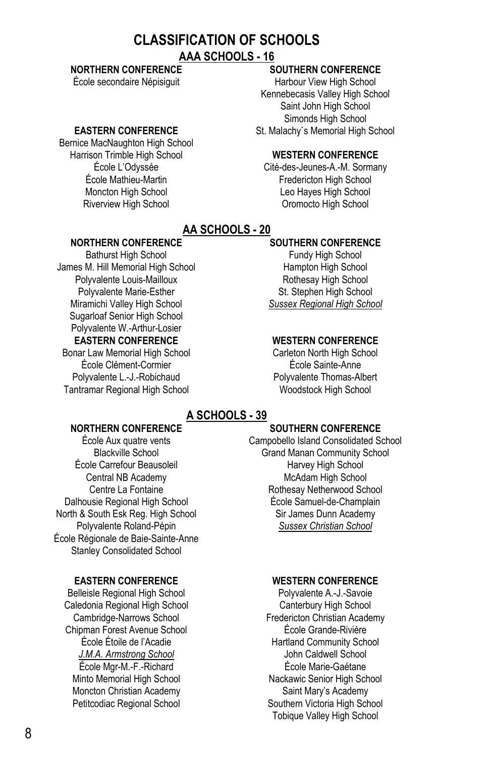# CLASSIFICATION OF SCHOOLS

## AAA SCHOOLS - 16

### NORTHERN CONFERENCE

École secondaire Népisiguit

### EASTERN CONFERENCE

Bernice MacNaughton High School
Harrison Trimble High School
École L'Odyssée
École Mathieu-Martin
Moncton High School
Riverview High School

### SOUTHERN CONFERENCE

Harbour View High School
Kennebecasis Valley High School
Saint John High School
Simonds High School
St. Malachy`s Memorial High School

### WESTERN CONFERENCE

Cité-des-Jeunes-A.-M. Sormany
Fredericton High School
Leo Hayes High School
Oromocto High School

## AA SCHOOLS - 20

### NORTHERN CONFERENCE

Bathurst High School
James M. Hill Memorial High School
Polyvalente Louis-Mailloux
Polyvalente Marie-Esther
Miramichi Valley High School
Sugarloaf Senior High School
Polyvalente W.-Arthur-Losier

### EASTERN CONFERENCE

Bonar Law Memorial High School
École Clément-Cormier
Polyvalente L.-J.-Robichaud
Tantramar Regional High School

### SOUTHERN CONFERENCE

Fundy High School
Hampton High School
Rothesay High School
St. Stephen High School
*Sussex Regional High School*

### WESTERN CONFERENCE

Carleton North High School
École Sainte-Anne
Polyvalente Thomas-Albert
Woodstock High School

## A SCHOOLS - 39

### NORTHERN CONFERENCE

École Aux quatre vents
Blackville School
École Carrefour Beausoleil
Central NB Academy
Centre La Fontaine
Dalhousie Regional High School
North & South Esk Reg. High School
Polyvalente Roland-Pépin
École Régionale de Baie-Sainte-Anne
Stanley Consolidated School

### SOUTHERN CONFERENCE

Campobello Island Consolidated School
Grand Manan Community School
Harvey High School
McAdam High School
Rothesay Netherwood School
École Samuel-de-Champlain
Sir James Dunn Academy
*Sussex Christian School*

### EASTERN CONFERENCE

Belleisle Regional High School
Caledonia Regional High School
Cambridge-Narrows School
Chipman Forest Avenue School
École Étoile de l'Acadie
*J.M.A. Armstrong School*
École Mgr-M.-F.-Richard
Minto Memorial High School
Moncton Christian Academy
Petitcodiac Regional School

### WESTERN CONFERENCE

Polyvalente A.-J.-Savoie
Canterbury High School
Fredericton Christian Academy
École Grande-Rivière
Hartland Community School
John Caldwell School
École Marie-Gaétane
Nackawic Senior High School
Saint Mary's Academy
Southern Victoria High School
Tobique Valley High School